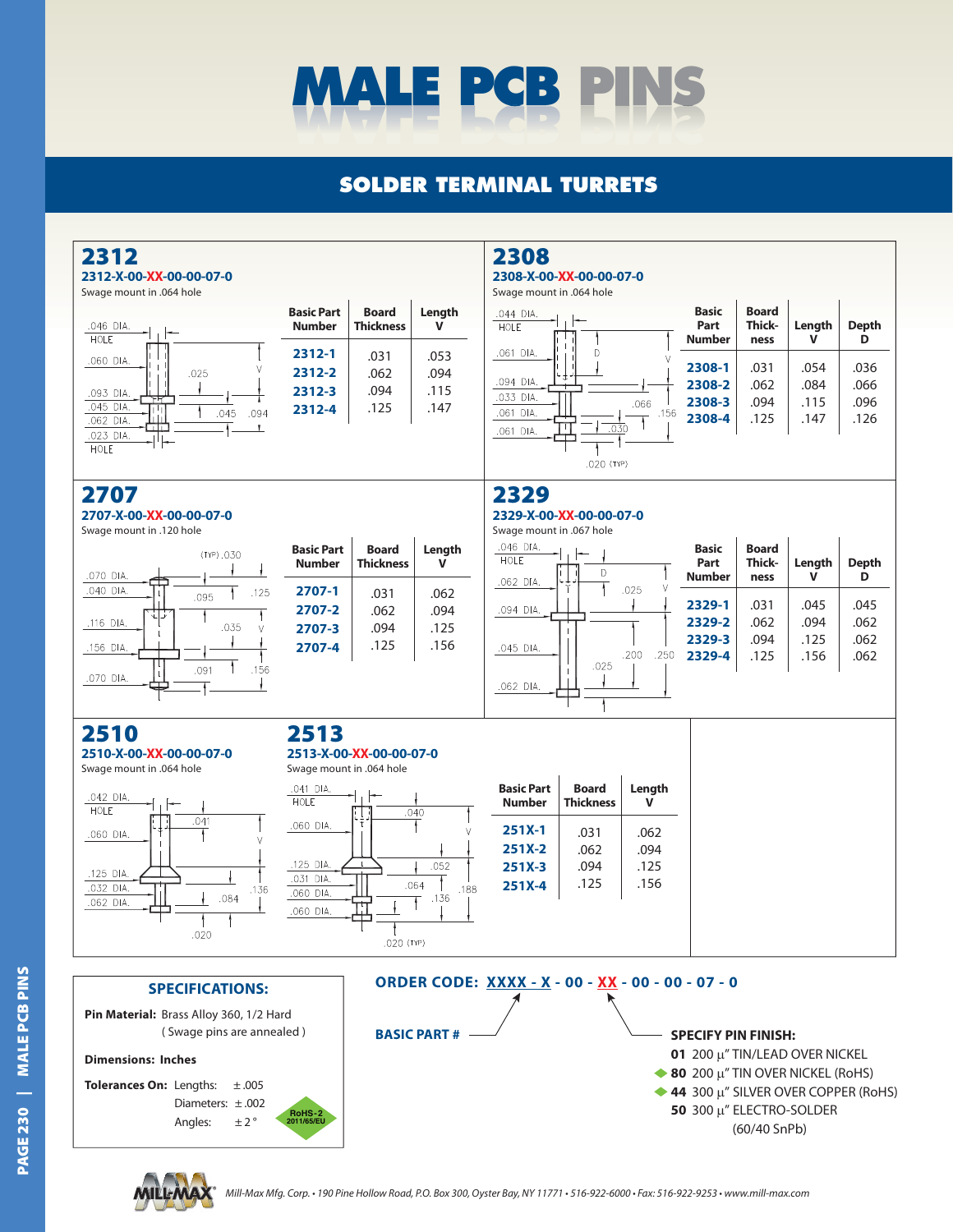# MALE PCB PINS

## SOLDER TERMINAL TURRETS

### 2312

**2312-X-00-XX-00-00-07-0**

Swage mount in .064 hole

| Basic Part Number | Board Thickness | Length V |
|---|---|---|
| 2312-1 | .031 | .053 |
| 2312-2 | .062 | .094 |
| 2312-3 | .094 | .115 |
| 2312-4 | .125 | .147 |

### 2308

**2308-X-00-XX-00-00-07-0**

Swage mount in .064 hole

| Basic Part Number | Board Thick-ness | Length V | Depth D |
|---|---|---|---|
| 2308-1 | .031 | .054 | .036 |
| 2308-2 | .062 | .084 | .066 |
| 2308-3 | .094 | .115 | .096 |
| 2308-4 | .125 | .147 | .126 |

### 2707

**2707-X-00-XX-00-00-07-0**

Swage mount in .120 hole

| Basic Part Number | Board Thickness | Length V |
|---|---|---|
| 2707-1 | .031 | .062 |
| 2707-2 | .062 | .094 |
| 2707-3 | .094 | .125 |
| 2707-4 | .125 | .156 |

### 2329

**2329-X-00-XX-00-00-07-0**

Swage mount in .067 hole

| Basic Part Number | Board Thick-ness | Length V | Depth D |
|---|---|---|---|
| 2329-1 | .031 | .045 | .045 |
| 2329-2 | .062 | .094 | .062 |
| 2329-3 | .094 | .125 | .062 |
| 2329-4 | .125 | .156 | .062 |

### 2510

**2510-X-00-XX-00-00-07-0**

Swage mount in .064 hole

### 2513

**2513-X-00-XX-00-00-07-0**

Swage mount in .064 hole

| Basic Part Number | Board Thickness | Length V |
|---|---|---|
| 251X-1 | .031 | .062 |
| 251X-2 | .062 | .094 |
| 251X-3 | .094 | .125 |
| 251X-4 | .125 | .156 |

### SPECIFICATIONS:

**Pin Material:** Brass Alloy 360, 1/2 Hard
( Swage pins are annealed )

**Dimensions:** Inches

**Tolerances On:** Lengths: ±.005
Diameters: ±.002
Angles: ±2°

RoHS-2 2011/65/EU

### ORDER CODE: XXXX - X - 00 - XX - 00 - 00 - 07 - 0

**BASIC PART #**

**SPECIFY PIN FINISH:**

- **01** 200 μ" TIN/LEAD OVER NICKEL
- **80** 200 μ" TIN OVER NICKEL (RoHS)
- **44** 300 μ" SILVER OVER COPPER (RoHS)
- **50** 300 μ" ELECTRO-SOLDER (60/40 SnPb)

*Mill-Max Mfg. Corp. • 190 Pine Hollow Road, P.O. Box 300, Oyster Bay, NY 11771 • 516-922-6000 • Fax: 516-922-9253 • www.mill-max.com*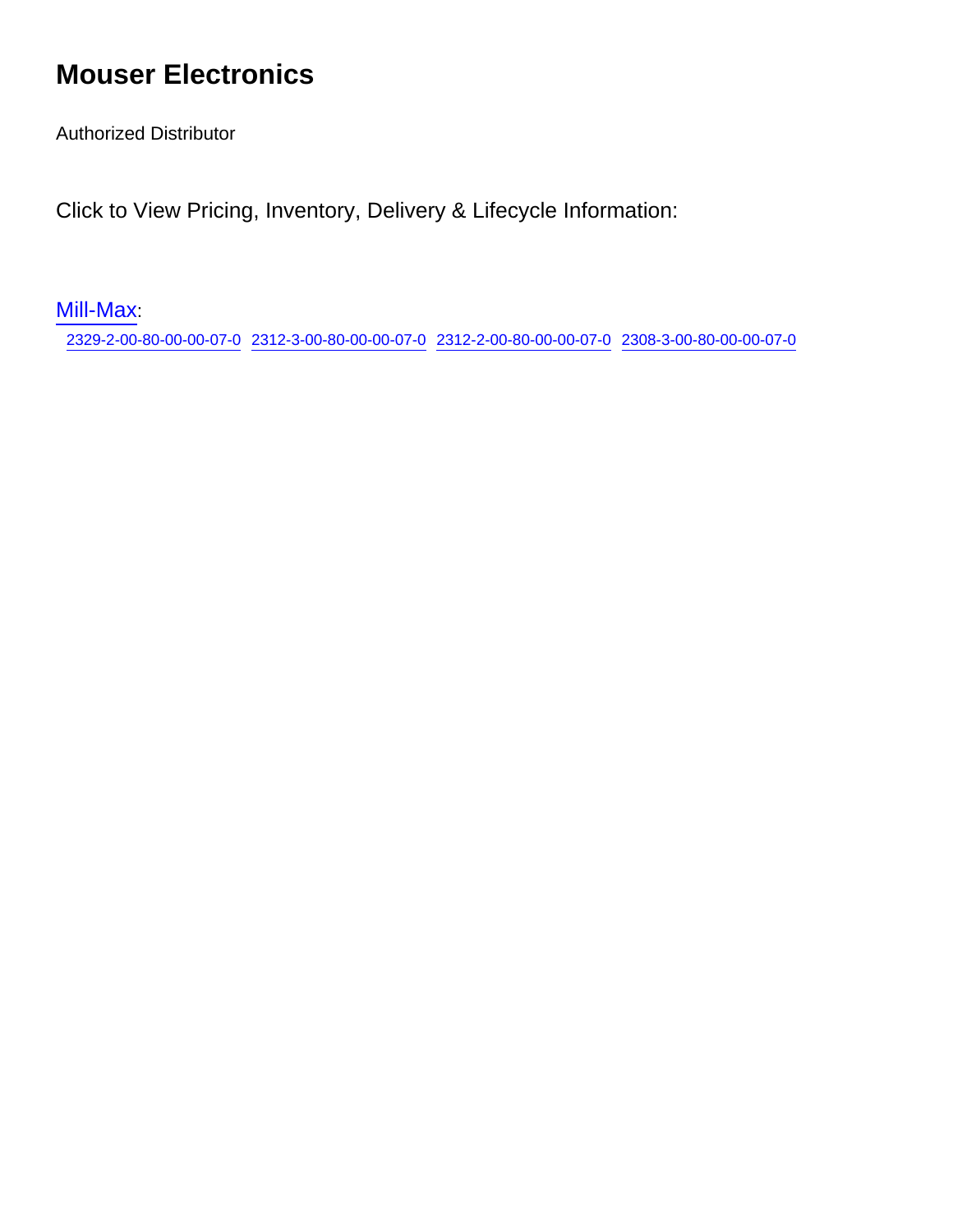# Mouser Electronics

Authorized Distributor

Click to View Pricing, Inventory, Delivery & Lifecycle Information:

Mill-Max:

2329-2-00-80-00-00-07-0 2312-3-00-80-00-00-07-0 2312-2-00-80-00-00-07-0 2308-3-00-80-00-00-07-0